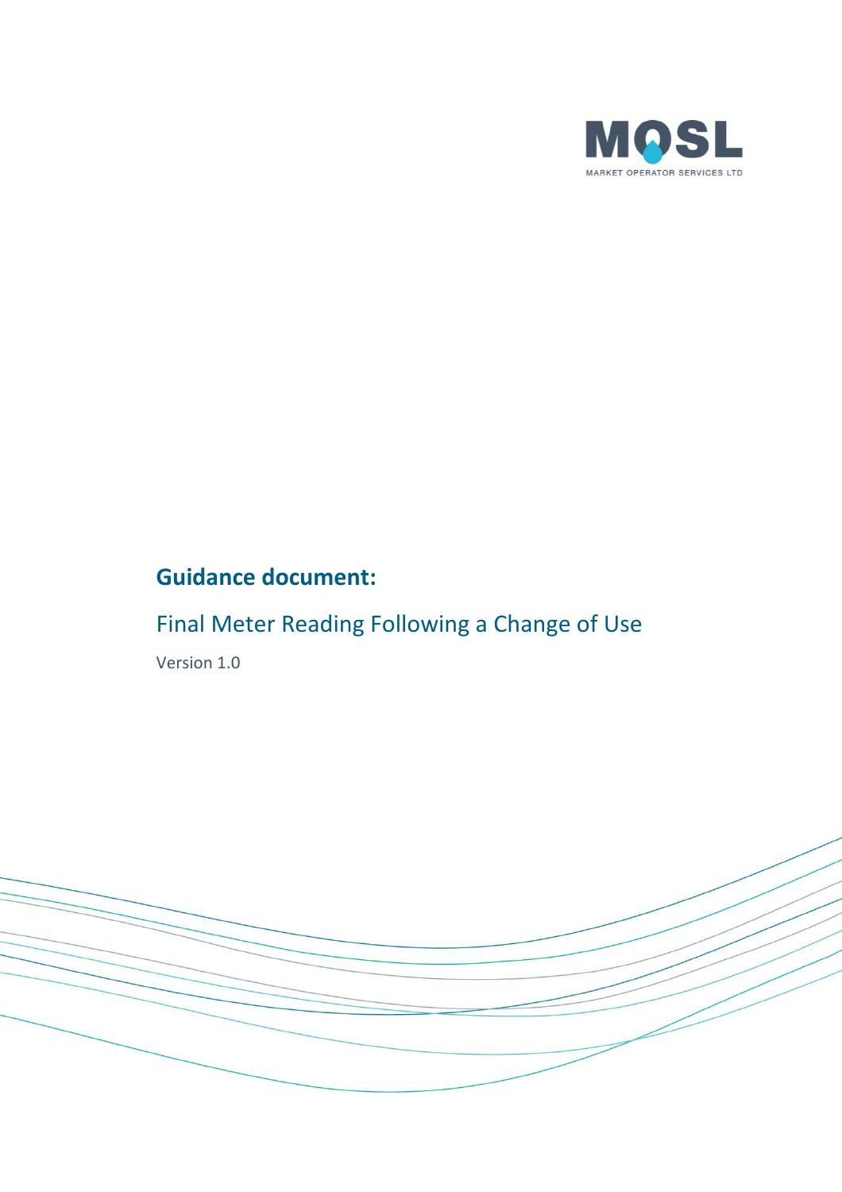MOSL

MARKET OPERATOR SERVICES LTD

**Guidance document:**

Final Meter Reading Following a Change of Use

Version 1.0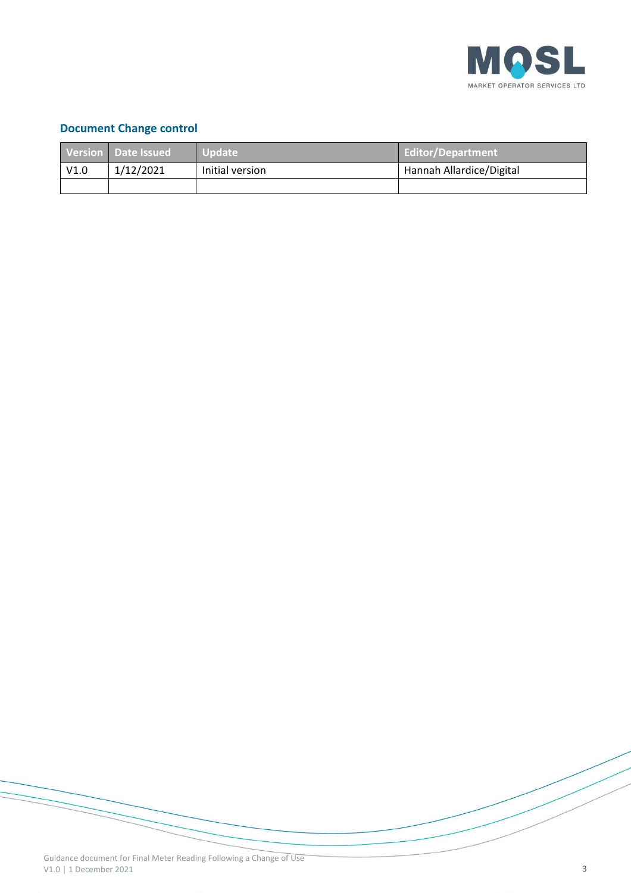## Document Change control

| Version | Date Issued | Update | Editor/Department |
|---|---|---|---|
| V1.0 | 1/12/2021 | Initial version | Hannah Allardice/Digital |
| | | | |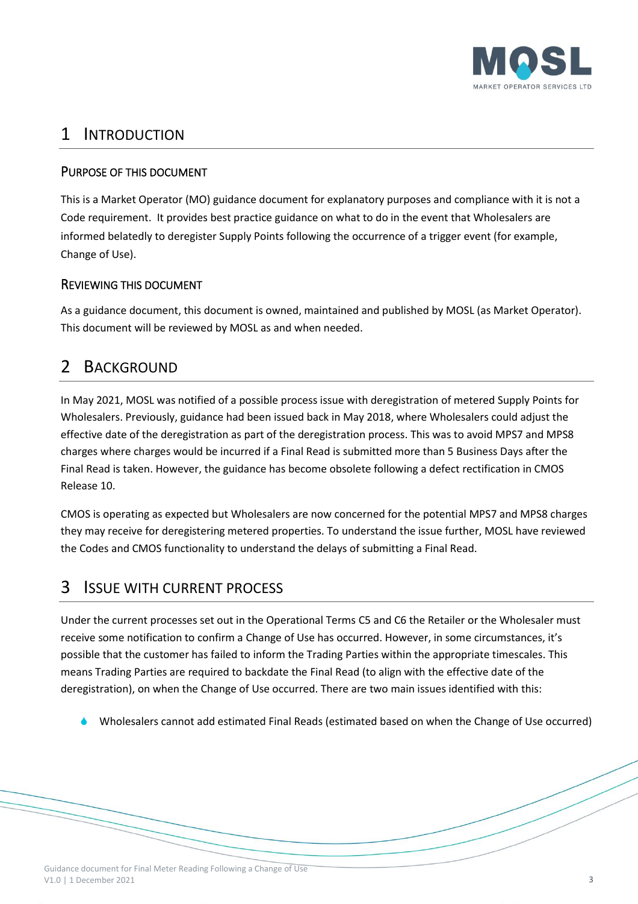# 1 Introduction

## Purpose of this document

This is a Market Operator (MO) guidance document for explanatory purposes and compliance with it is not a Code requirement. It provides best practice guidance on what to do in the event that Wholesalers are informed belatedly to deregister Supply Points following the occurrence of a trigger event (for example, Change of Use).

## Reviewing this document

As a guidance document, this document is owned, maintained and published by MOSL (as Market Operator). This document will be reviewed by MOSL as and when needed.

# 2 Background

In May 2021, MOSL was notified of a possible process issue with deregistration of metered Supply Points for Wholesalers. Previously, guidance had been issued back in May 2018, where Wholesalers could adjust the effective date of the deregistration as part of the deregistration process. This was to avoid MPS7 and MPS8 charges where charges would be incurred if a Final Read is submitted more than 5 Business Days after the Final Read is taken. However, the guidance has become obsolete following a defect rectification in CMOS Release 10.

CMOS is operating as expected but Wholesalers are now concerned for the potential MPS7 and MPS8 charges they may receive for deregistering metered properties. To understand the issue further, MOSL have reviewed the Codes and CMOS functionality to understand the delays of submitting a Final Read.

# 3 Issue with current process

Under the current processes set out in the Operational Terms C5 and C6 the Retailer or the Wholesaler must receive some notification to confirm a Change of Use has occurred. However, in some circumstances, it's possible that the customer has failed to inform the Trading Parties within the appropriate timescales. This means Trading Parties are required to backdate the Final Read (to align with the effective date of the deregistration), on when the Change of Use occurred. There are two main issues identified with this:

- Wholesalers cannot add estimated Final Reads (estimated based on when the Change of Use occurred)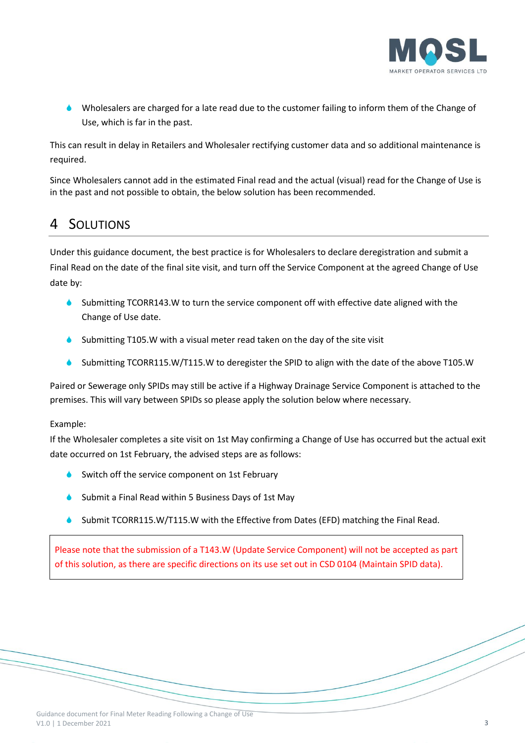- Wholesalers are charged for a late read due to the customer failing to inform them of the Change of Use, which is far in the past.

This can result in delay in Retailers and Wholesaler rectifying customer data and so additional maintenance is required.

Since Wholesalers cannot add in the estimated Final read and the actual (visual) read for the Change of Use is in the past and not possible to obtain, the below solution has been recommended.

# 4 Solutions

Under this guidance document, the best practice is for Wholesalers to declare deregistration and submit a Final Read on the date of the final site visit, and turn off the Service Component at the agreed Change of Use date by:

- Submitting TCORR143.W to turn the service component off with effective date aligned with the Change of Use date.
- Submitting T105.W with a visual meter read taken on the day of the site visit
- Submitting TCORR115.W/T115.W to deregister the SPID to align with the date of the above T105.W

Paired or Sewerage only SPIDs may still be active if a Highway Drainage Service Component is attached to the premises. This will vary between SPIDs so please apply the solution below where necessary.

Example:
If the Wholesaler completes a site visit on 1st May confirming a Change of Use has occurred but the actual exit date occurred on 1st February, the advised steps are as follows:

- Switch off the service component on 1st February
- Submit a Final Read within 5 Business Days of 1st May
- Submit TCORR115.W/T115.W with the Effective from Dates (EFD) matching the Final Read.

> Please note that the submission of a T143.W (Update Service Component) will not be accepted as part of this solution, as there are specific directions on its use set out in CSD 0104 (Maintain SPID data).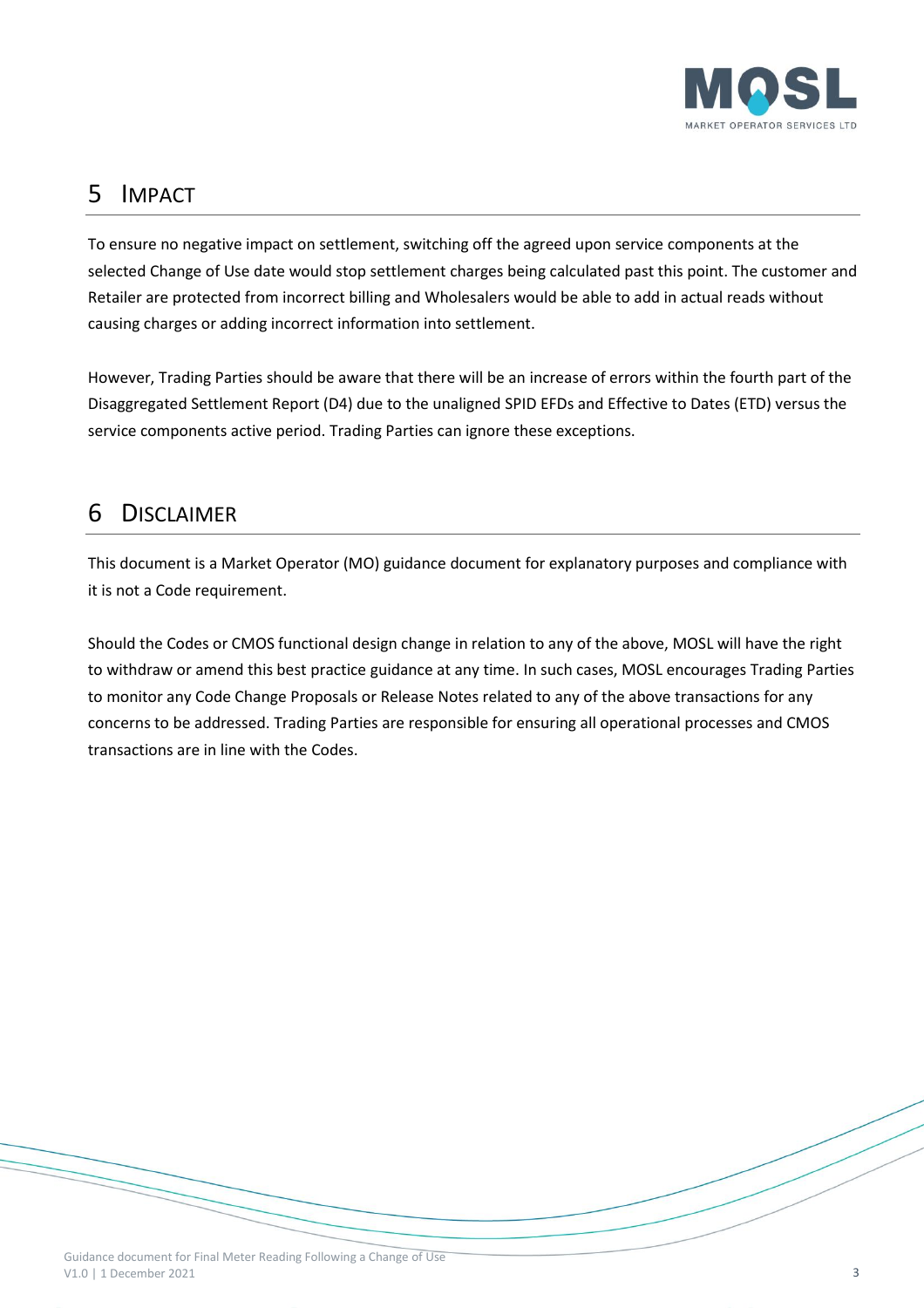## 5 IMPACT

To ensure no negative impact on settlement, switching off the agreed upon service components at the selected Change of Use date would stop settlement charges being calculated past this point. The customer and Retailer are protected from incorrect billing and Wholesalers would be able to add in actual reads without causing charges or adding incorrect information into settlement.

However, Trading Parties should be aware that there will be an increase of errors within the fourth part of the Disaggregated Settlement Report (D4) due to the unaligned SPID EFDs and Effective to Dates (ETD) versus the service components active period. Trading Parties can ignore these exceptions.

## 6 DISCLAIMER

This document is a Market Operator (MO) guidance document for explanatory purposes and compliance with it is not a Code requirement.

Should the Codes or CMOS functional design change in relation to any of the above, MOSL will have the right to withdraw or amend this best practice guidance at any time. In such cases, MOSL encourages Trading Parties to monitor any Code Change Proposals or Release Notes related to any of the above transactions for any concerns to be addressed. Trading Parties are responsible for ensuring all operational processes and CMOS transactions are in line with the Codes.